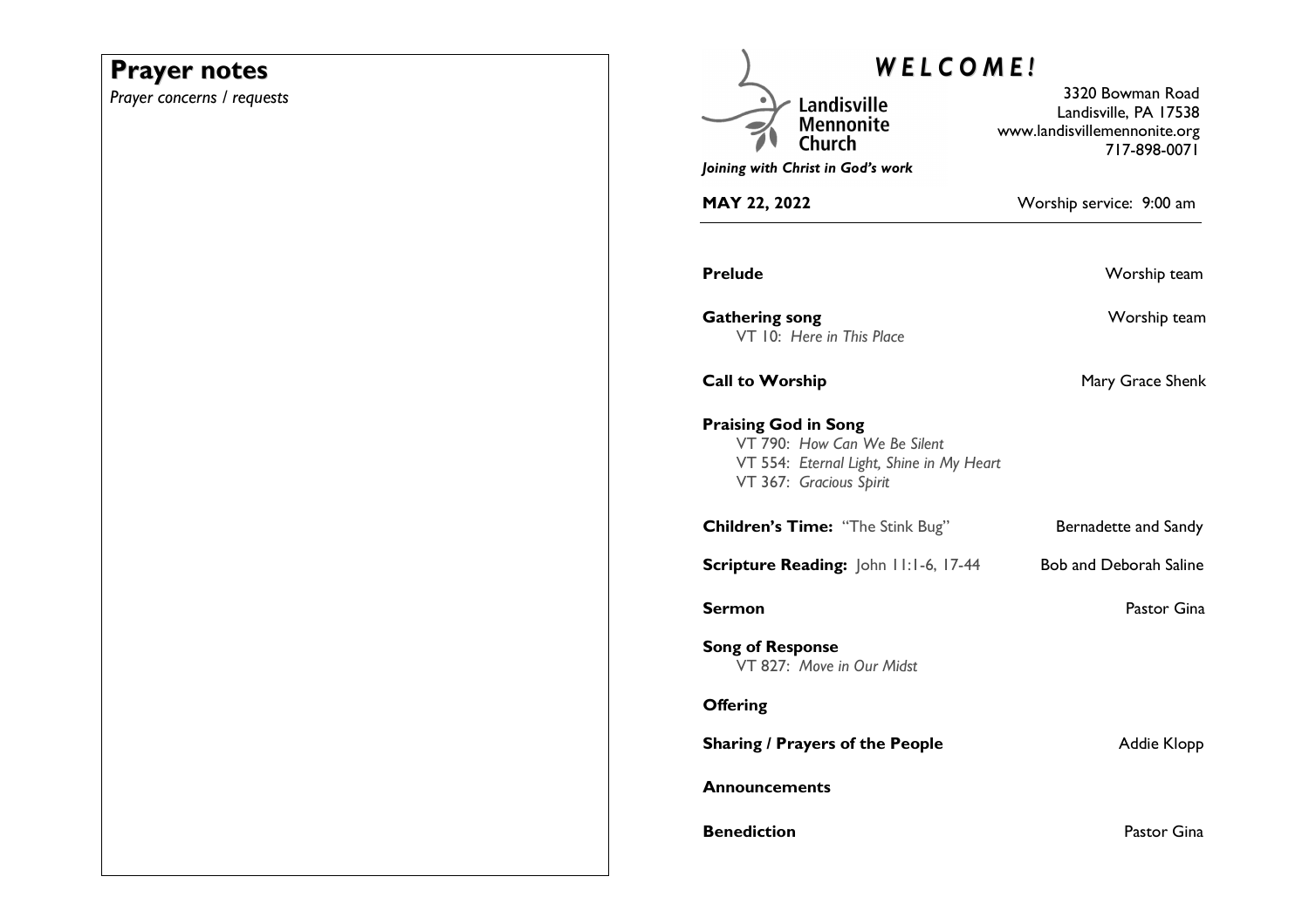# Prayer notes

*Prayer concerns / requests*

# *WELCOME!*

Landisville Mennonite Church

*Joining with Christ in God's work*

3320 Bowman Road
Landisville, PA 17538
www.landisvillemennonite.org
717-898-0071

**MAY 22, 2022** Worship service: 9:00 am

**Prelude** Worship team

**Gathering song** Worship team
VT 10: *Here in This Place*

**Call to Worship** Mary Grace Shenk

**Praising God in Song**
VT 790: *How Can We Be Silent*
VT 554: *Eternal Light, Shine in My Heart*
VT 367: *Gracious Spirit*

**Children's Time:** "The Stink Bug" Bernadette and Sandy

**Scripture Reading:** John 11:1-6, 17-44 Bob and Deborah Saline

**Sermon** Pastor Gina

**Song of Response**
VT 827: *Move in Our Midst*

**Offering**

**Sharing / Prayers of the People** Addie Klopp

**Announcements**

**Benediction** Pastor Gina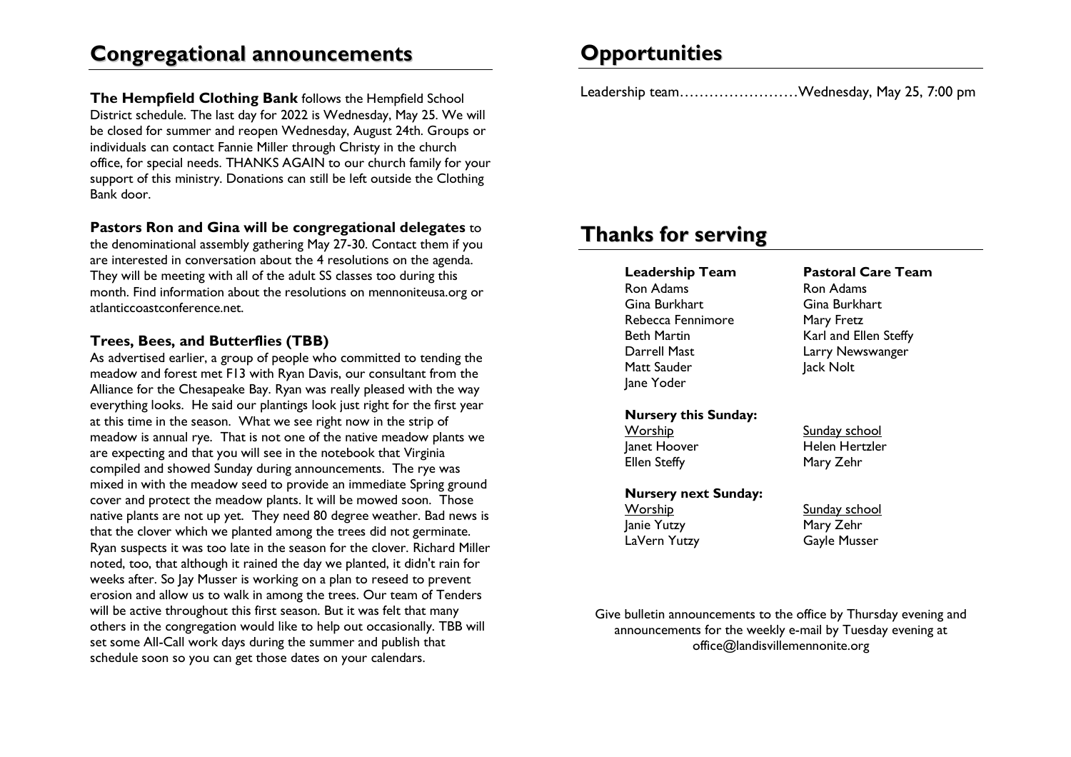## Congregational announcements

**The Hempfield Clothing Bank** follows the Hempfield School District schedule. The last day for 2022 is Wednesday, May 25. We will be closed for summer and reopen Wednesday, August 24th. Groups or individuals can contact Fannie Miller through Christy in the church office, for special needs. THANKS AGAIN to our church family for your support of this ministry. Donations can still be left outside the Clothing Bank door.

**Pastors Ron and Gina will be congregational delegates** to the denominational assembly gathering May 27-30. Contact them if you are interested in conversation about the 4 resolutions on the agenda. They will be meeting with all of the adult SS classes too during this month. Find information about the resolutions on mennoniteusa.org or atlanticcoastconference.net.

### Trees, Bees, and Butterflies (TBB)

As advertised earlier, a group of people who committed to tending the meadow and forest met F13 with Ryan Davis, our consultant from the Alliance for the Chesapeake Bay. Ryan was really pleased with the way everything looks. He said our plantings look just right for the first year at this time in the season. What we see right now in the strip of meadow is annual rye. That is not one of the native meadow plants we are expecting and that you will see in the notebook that Virginia compiled and showed Sunday during announcements. The rye was mixed in with the meadow seed to provide an immediate Spring ground cover and protect the meadow plants. It will be mowed soon. Those native plants are not up yet. They need 80 degree weather. Bad news is that the clover which we planted among the trees did not germinate. Ryan suspects it was too late in the season for the clover. Richard Miller noted, too, that although it rained the day we planted, it didn't rain for weeks after. So Jay Musser is working on a plan to reseed to prevent erosion and allow us to walk in among the trees. Our team of Tenders will be active throughout this first season. But it was felt that many others in the congregation would like to help out occasionally. TBB will set some All-Call work days during the summer and publish that schedule soon so you can get those dates on your calendars.

## Opportunities

Leadership team……………………Wednesday, May 25, 7:00 pm

## Thanks for serving

**Leadership Team**
Ron Adams
Gina Burkhart
Rebecca Fennimore
Beth Martin
Darrell Mast
Matt Sauder
Jane Yoder

**Pastoral Care Team**
Ron Adams
Gina Burkhart
Mary Fretz
Karl and Ellen Steffy
Larry Newswanger
Jack Nolt

**Nursery this Sunday:**

| Worship | Sunday school |
|---|---|
| Janet Hoover | Helen Hertzler |
| Ellen Steffy | Mary Zehr |

**Nursery next Sunday:**

| Worship | Sunday school |
|---|---|
| Janie Yutzy | Mary Zehr |
| LaVern Yutzy | Gayle Musser |

Give bulletin announcements to the office by Thursday evening and announcements for the weekly e-mail by Tuesday evening at office@landisvillemennonite.org